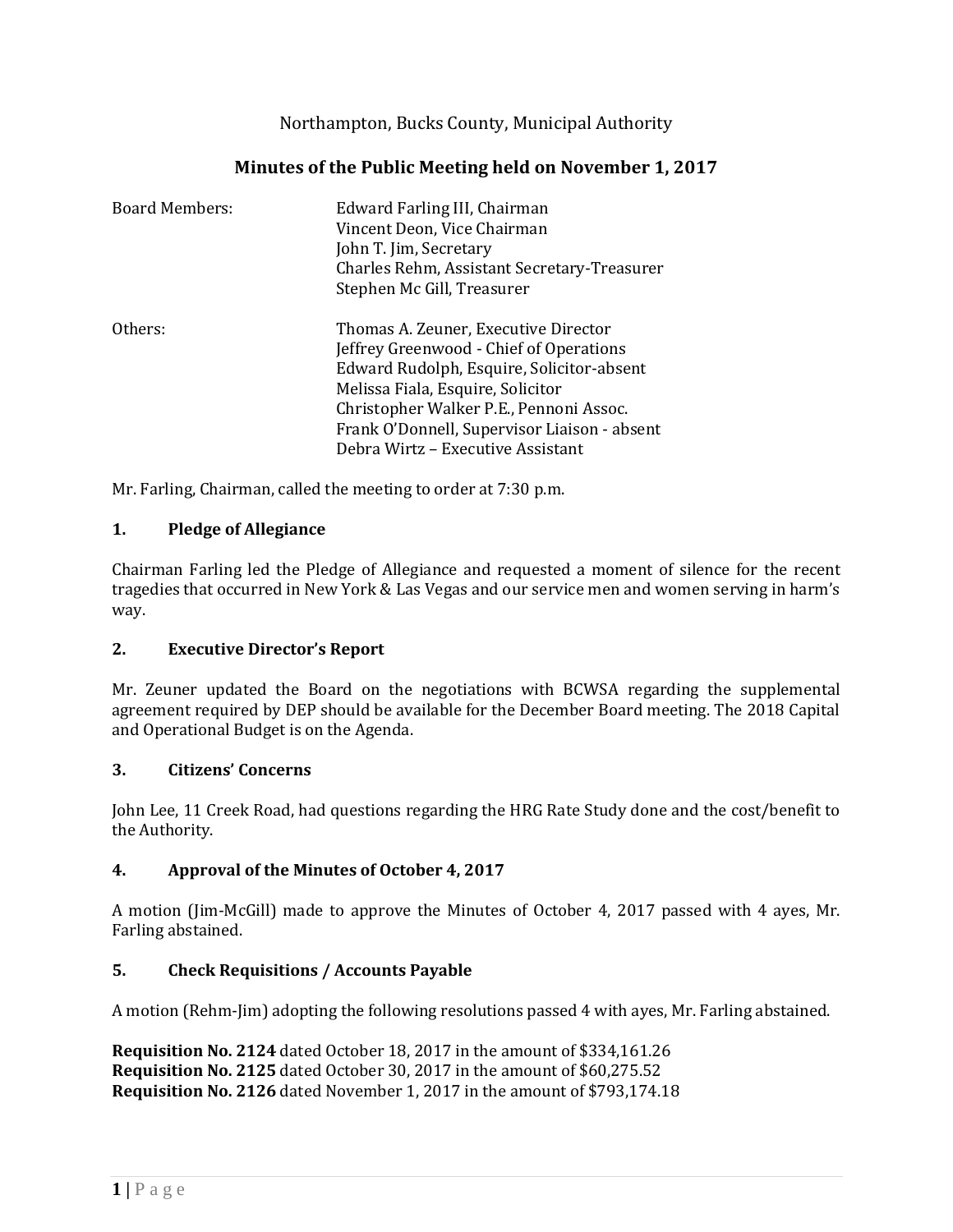Northampton, Bucks County, Municipal Authority

# Minutes of the Public Meeting held on November 1, 2017

| | |
|---|---|
| Board Members: | Edward Farling III, Chairman |
| | Vincent Deon, Vice Chairman |
| | John T. Jim, Secretary |
| | Charles Rehm, Assistant Secretary-Treasurer |
| | Stephen Mc Gill, Treasurer |
| Others: | Thomas A. Zeuner, Executive Director |
| | Jeffrey Greenwood - Chief of Operations |
| | Edward Rudolph, Esquire, Solicitor-absent |
| | Melissa Fiala, Esquire, Solicitor |
| | Christopher Walker P.E., Pennoni Assoc. |
| | Frank O'Donnell, Supervisor Liaison - absent |
| | Debra Wirtz – Executive Assistant |

Mr. Farling, Chairman, called the meeting to order at 7:30 p.m.

## 1. Pledge of Allegiance

Chairman Farling led the Pledge of Allegiance and requested a moment of silence for the recent tragedies that occurred in New York & Las Vegas and our service men and women serving in harm's way.

## 2. Executive Director's Report

Mr. Zeuner updated the Board on the negotiations with BCWSA regarding the supplemental agreement required by DEP should be available for the December Board meeting. The 2018 Capital and Operational Budget is on the Agenda.

## 3. Citizens' Concerns

John Lee, 11 Creek Road, had questions regarding the HRG Rate Study done and the cost/benefit to the Authority.

## 4. Approval of the Minutes of October 4, 2017

A motion (Jim-McGill) made to approve the Minutes of October 4, 2017 passed with 4 ayes, Mr. Farling abstained.

## 5. Check Requisitions / Accounts Payable

A motion (Rehm-Jim) adopting the following resolutions passed 4 with ayes, Mr. Farling abstained.

**Requisition No. 2124** dated October 18, 2017 in the amount of $334,161.26
**Requisition No. 2125** dated October 30, 2017 in the amount of $60,275.52
**Requisition No. 2126** dated November 1, 2017 in the amount of $793,174.18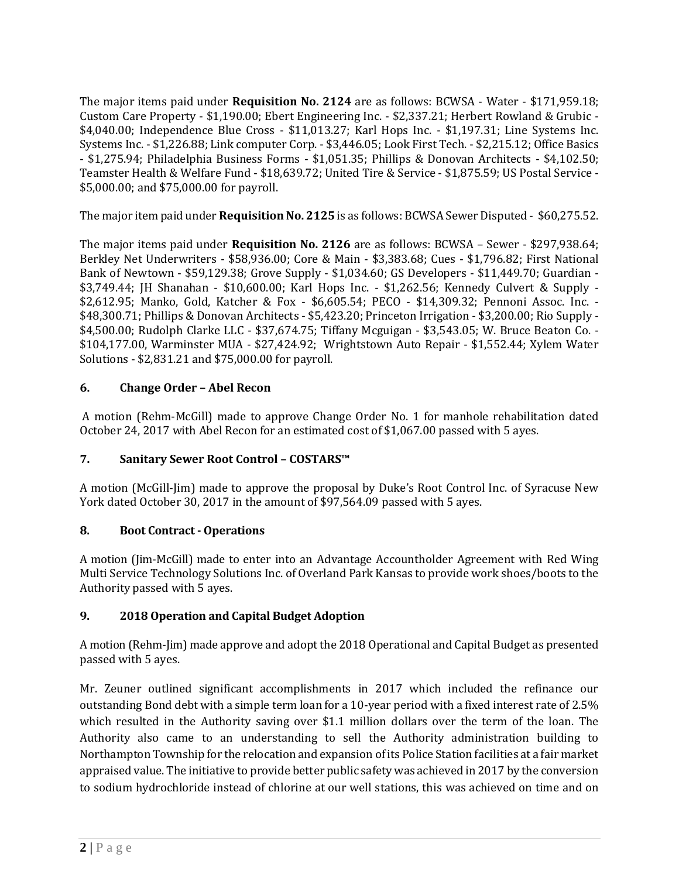The major items paid under **Requisition No. 2124** are as follows: BCWSA - Water - $171,959.18; Custom Care Property - $1,190.00; Ebert Engineering Inc. - $2,337.21; Herbert Rowland & Grubic - $4,040.00; Independence Blue Cross - $11,013.27; Karl Hops Inc. - $1,197.31; Line Systems Inc. Systems Inc. - $1,226.88; Link computer Corp. - $3,446.05; Look First Tech. - $2,215.12; Office Basics - $1,275.94; Philadelphia Business Forms - $1,051.35; Phillips & Donovan Architects - $4,102.50; Teamster Health & Welfare Fund - $18,639.72; United Tire & Service - $1,875.59; US Postal Service - $5,000.00; and $75,000.00 for payroll.

The major item paid under **Requisition No. 2125** is as follows: BCWSA Sewer Disputed - $60,275.52.

The major items paid under **Requisition No. 2126** are as follows: BCWSA – Sewer - $297,938.64; Berkley Net Underwriters - $58,936.00; Core & Main - $3,383.68; Cues - $1,796.82; First National Bank of Newtown - $59,129.38; Grove Supply - $1,034.60; GS Developers - $11,449.70; Guardian - $3,749.44; JH Shanahan - $10,600.00; Karl Hops Inc. - $1,262.56; Kennedy Culvert & Supply - $2,612.95; Manko, Gold, Katcher & Fox - $6,605.54; PECO - $14,309.32; Pennoni Assoc. Inc. - $48,300.71; Phillips & Donovan Architects - $5,423.20; Princeton Irrigation - $3,200.00; Rio Supply - $4,500.00; Rudolph Clarke LLC - $37,674.75; Tiffany Mcguigan - $3,543.05; W. Bruce Beaton Co. - $104,177.00, Warminster MUA - $27,424.92; Wrightstown Auto Repair - $1,552.44; Xylem Water Solutions - $2,831.21 and $75,000.00 for payroll.

### 6. Change Order – Abel Recon

A motion (Rehm-McGill) made to approve Change Order No. 1 for manhole rehabilitation dated October 24, 2017 with Abel Recon for an estimated cost of $1,067.00 passed with 5 ayes.

### 7. Sanitary Sewer Root Control – COSTARS™

A motion (McGill-Jim) made to approve the proposal by Duke's Root Control Inc. of Syracuse New York dated October 30, 2017 in the amount of $97,564.09 passed with 5 ayes.

### 8. Boot Contract - Operations

A motion (Jim-McGill) made to enter into an Advantage Accountholder Agreement with Red Wing Multi Service Technology Solutions Inc. of Overland Park Kansas to provide work shoes/boots to the Authority passed with 5 ayes.

### 9. 2018 Operation and Capital Budget Adoption

A motion (Rehm-Jim) made approve and adopt the 2018 Operational and Capital Budget as presented passed with 5 ayes.

Mr. Zeuner outlined significant accomplishments in 2017 which included the refinance our outstanding Bond debt with a simple term loan for a 10-year period with a fixed interest rate of 2.5% which resulted in the Authority saving over $1.1 million dollars over the term of the loan. The Authority also came to an understanding to sell the Authority administration building to Northampton Township for the relocation and expansion of its Police Station facilities at a fair market appraised value. The initiative to provide better public safety was achieved in 2017 by the conversion to sodium hydrochloride instead of chlorine at our well stations, this was achieved on time and on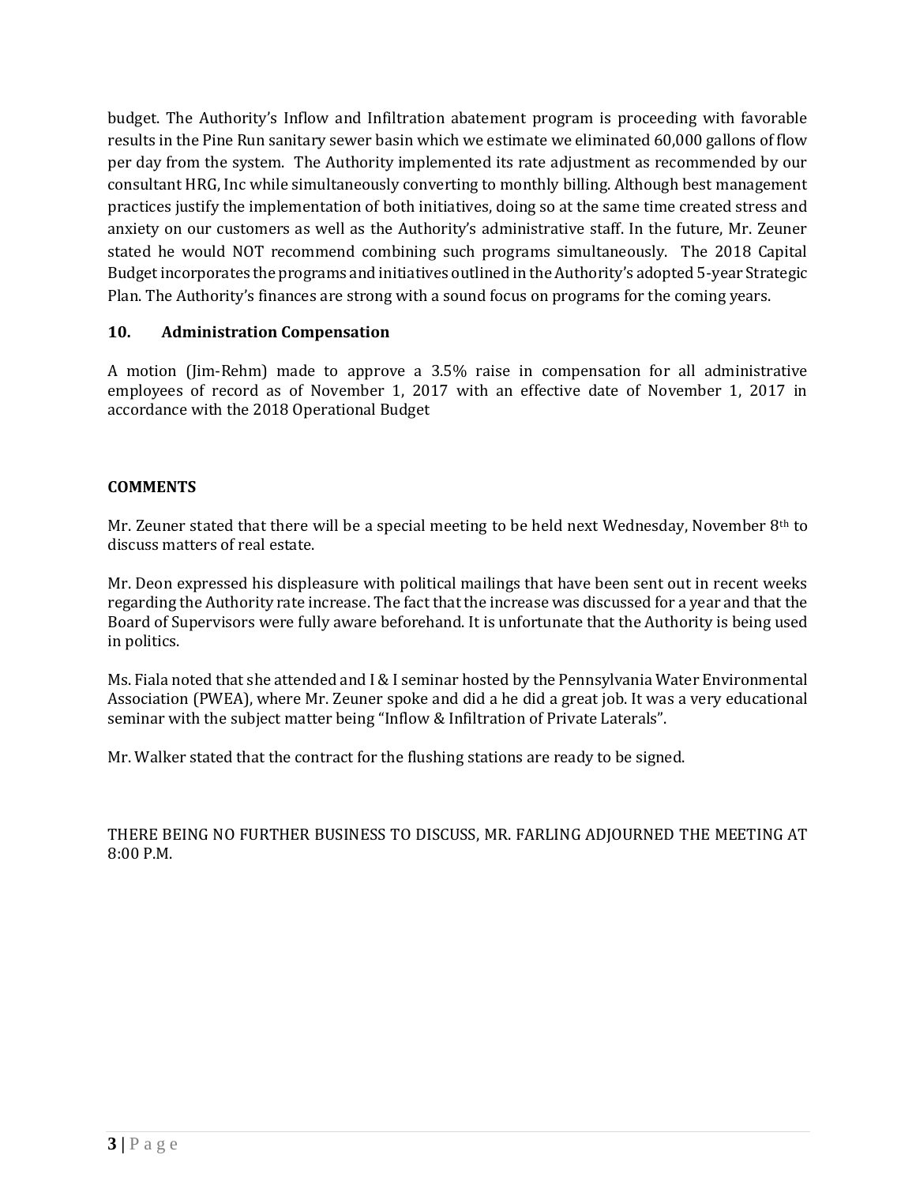budget. The Authority's Inflow and Infiltration abatement program is proceeding with favorable results in the Pine Run sanitary sewer basin which we estimate we eliminated 60,000 gallons of flow per day from the system. The Authority implemented its rate adjustment as recommended by our consultant HRG, Inc while simultaneously converting to monthly billing. Although best management practices justify the implementation of both initiatives, doing so at the same time created stress and anxiety on our customers as well as the Authority's administrative staff. In the future, Mr. Zeuner stated he would NOT recommend combining such programs simultaneously. The 2018 Capital Budget incorporates the programs and initiatives outlined in the Authority's adopted 5-year Strategic Plan. The Authority's finances are strong with a sound focus on programs for the coming years.

## 10. Administration Compensation

A motion (Jim-Rehm) made to approve a 3.5% raise in compensation for all administrative employees of record as of November 1, 2017 with an effective date of November 1, 2017 in accordance with the 2018 Operational Budget

## COMMENTS

Mr. Zeuner stated that there will be a special meeting to be held next Wednesday, November 8th to discuss matters of real estate.

Mr. Deon expressed his displeasure with political mailings that have been sent out in recent weeks regarding the Authority rate increase. The fact that the increase was discussed for a year and that the Board of Supervisors were fully aware beforehand. It is unfortunate that the Authority is being used in politics.

Ms. Fiala noted that she attended and I & I seminar hosted by the Pennsylvania Water Environmental Association (PWEA), where Mr. Zeuner spoke and did a he did a great job. It was a very educational seminar with the subject matter being "Inflow & Infiltration of Private Laterals".

Mr. Walker stated that the contract for the flushing stations are ready to be signed.

THERE BEING NO FURTHER BUSINESS TO DISCUSS, MR. FARLING ADJOURNED THE MEETING AT 8:00 P.M.